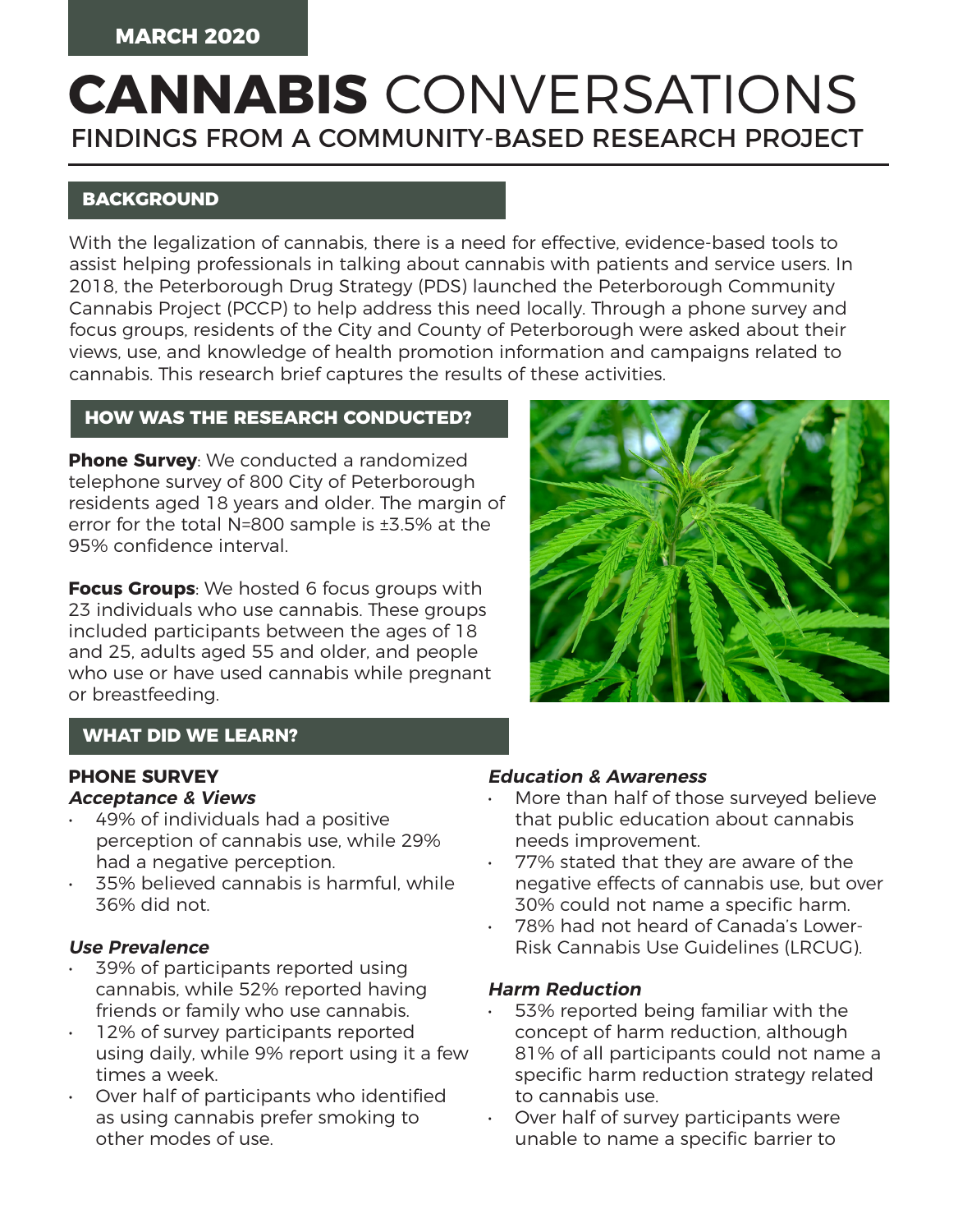MARCH 2020

# **CANNABIS** CONVERSATIONS

## FINDINGS FROM A COMMUNITY-BASED RESEARCH PROJECT

### BACKGROUND

With the legalization of cannabis, there is a need for effective, evidence-based tools to assist helping professionals in talking about cannabis with patients and service users. In 2018, the Peterborough Drug Strategy (PDS) launched the Peterborough Community Cannabis Project (PCCP) to help address this need locally. Through a phone survey and focus groups, residents of the City and County of Peterborough were asked about their views, use, and knowledge of health promotion information and campaigns related to cannabis. This research brief captures the results of these activities.

### HOW WAS THE RESEARCH CONDUCTED?

**Phone Survey**: We conducted a randomized telephone survey of 800 City of Peterborough residents aged 18 years and older. The margin of error for the total N=800 sample is ±3.5% at the 95% confidence interval.

**Focus Groups**: We hosted 6 focus groups with 23 individuals who use cannabis. These groups included participants between the ages of 18 and 25, adults aged 55 and older, and people who use or have used cannabis while pregnant or breastfeeding.

### WHAT DID WE LEARN?

#### PHONE SURVEY

***Acceptance & Views***

- 49% of individuals had a positive perception of cannabis use, while 29% had a negative perception.
- 35% believed cannabis is harmful, while 36% did not.

***Use Prevalence***

- 39% of participants reported using cannabis, while 52% reported having friends or family who use cannabis.
- 12% of survey participants reported using daily, while 9% report using it a few times a week.
- Over half of participants who identified as using cannabis prefer smoking to other modes of use.

***Education & Awareness***

- More than half of those surveyed believe that public education about cannabis needs improvement.
- 77% stated that they are aware of the negative effects of cannabis use, but over 30% could not name a specific harm.
- 78% had not heard of Canada's Lower-Risk Cannabis Use Guidelines (LRCUG).

***Harm Reduction***

- 53% reported being familiar with the concept of harm reduction, although 81% of all participants could not name a specific harm reduction strategy related to cannabis use.
- Over half of survey participants were unable to name a specific barrier to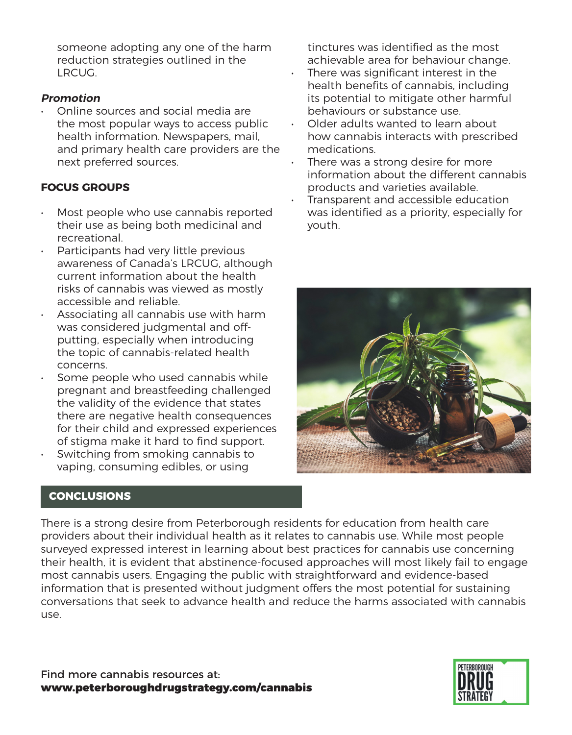someone adopting any one of the harm reduction strategies outlined in the LRCUG.

***Promotion***

- Online sources and social media are the most popular ways to access public health information. Newspapers, mail, and primary health care providers are the next preferred sources.

**FOCUS GROUPS**

- Most people who use cannabis reported their use as being both medicinal and recreational.
- Participants had very little previous awareness of Canada's LRCUG, although current information about the health risks of cannabis was viewed as mostly accessible and reliable.
- Associating all cannabis use with harm was considered judgmental and off-putting, especially when introducing the topic of cannabis-related health concerns.
- Some people who used cannabis while pregnant and breastfeeding challenged the validity of the evidence that states there are negative health consequences for their child and expressed experiences of stigma make it hard to find support.
- Switching from smoking cannabis to vaping, consuming edibles, or using tinctures was identified as the most achievable area for behaviour change.
- There was significant interest in the health benefits of cannabis, including its potential to mitigate other harmful behaviours or substance use.
- Older adults wanted to learn about how cannabis interacts with prescribed medications.
- There was a strong desire for more information about the different cannabis products and varieties available.
- Transparent and accessible education was identified as a priority, especially for youth.

## CONCLUSIONS

There is a strong desire from Peterborough residents for education from health care providers about their individual health as it relates to cannabis use. While most people surveyed expressed interest in learning about best practices for cannabis use concerning their health, it is evident that abstinence-focused approaches will most likely fail to engage most cannabis users. Engaging the public with straightforward and evidence-based information that is presented without judgment offers the most potential for sustaining conversations that seek to advance health and reduce the harms associated with cannabis use.

Find more cannabis resources at:
**www.peterboroughdrugstrategy.com/cannabis**

PETERBOROUGH DRUG STRATEGY